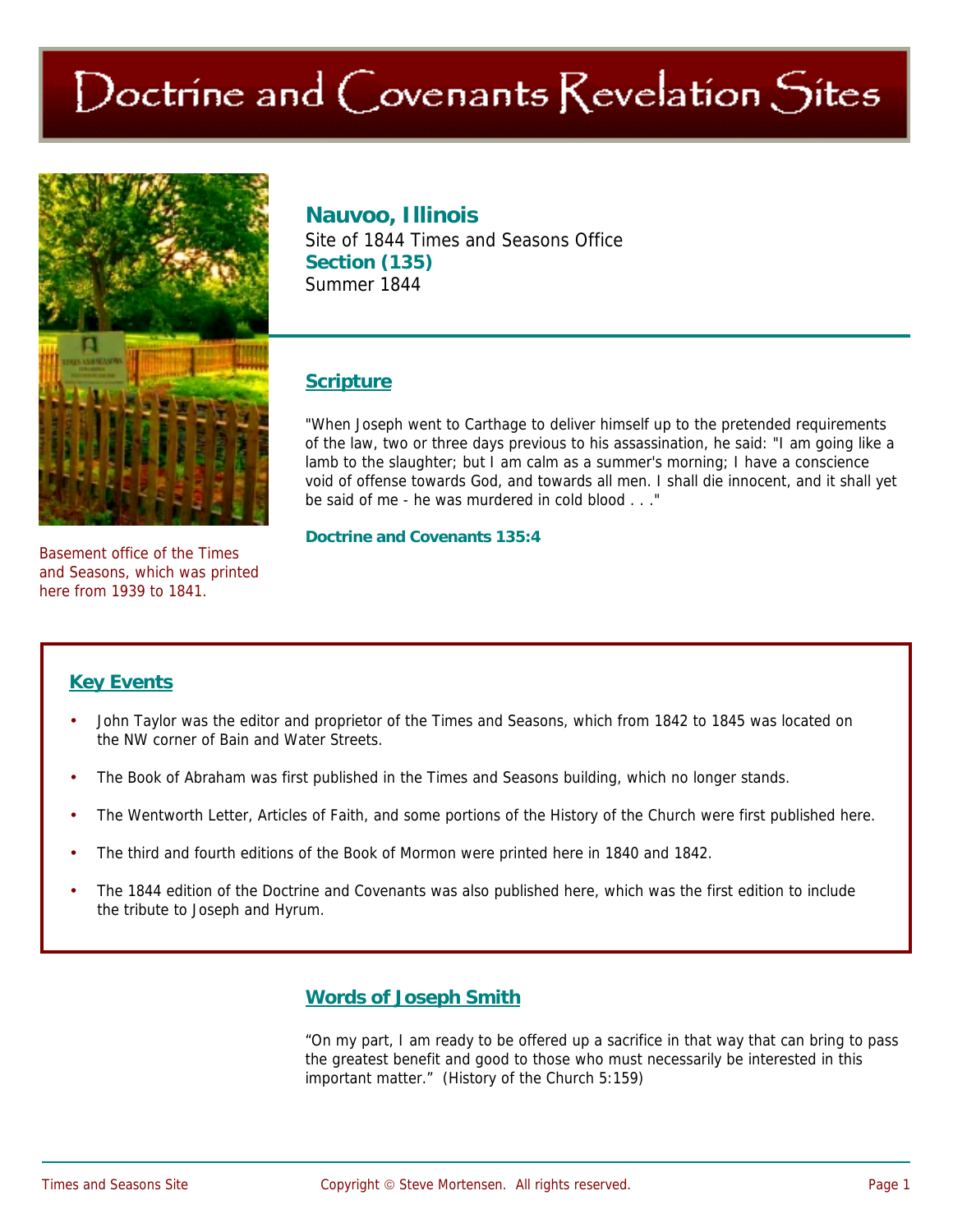# Doctrine and Covenants Revelation Sites

## Nauvoo, Illinois

Site of 1844 Times and Seasons Office

**Section (135)**

Summer 1844

Basement office of the Times and Seasons, which was printed here from 1939 to 1841.

### Scripture

"When Joseph went to Carthage to deliver himself up to the pretended requirements of the law, two or three days previous to his assassination, he said: "I am going like a lamb to the slaughter; but I am calm as a summer's morning; I have a conscience void of offense towards God, and towards all men. I shall die innocent, and it shall yet be said of me - he was murdered in cold blood . . ."

**Doctrine and Covenants 135:4**

### Key Events

- John Taylor was the editor and proprietor of the Times and Seasons, which from 1842 to 1845 was located on the NW corner of Bain and Water Streets.
- The Book of Abraham was first published in the Times and Seasons building, which no longer stands.
- The Wentworth Letter, Articles of Faith, and some portions of the History of the Church were first published here.
- The third and fourth editions of the Book of Mormon were printed here in 1840 and 1842.
- The 1844 edition of the Doctrine and Covenants was also published here, which was the first edition to include the tribute to Joseph and Hyrum.

### Words of Joseph Smith

"On my part, I am ready to be offered up a sacrifice in that way that can bring to pass the greatest benefit and good to those who must necessarily be interested in this important matter." (History of the Church 5:159)

Times and Seasons Site — Copyright © Steve Mortensen. All rights reserved.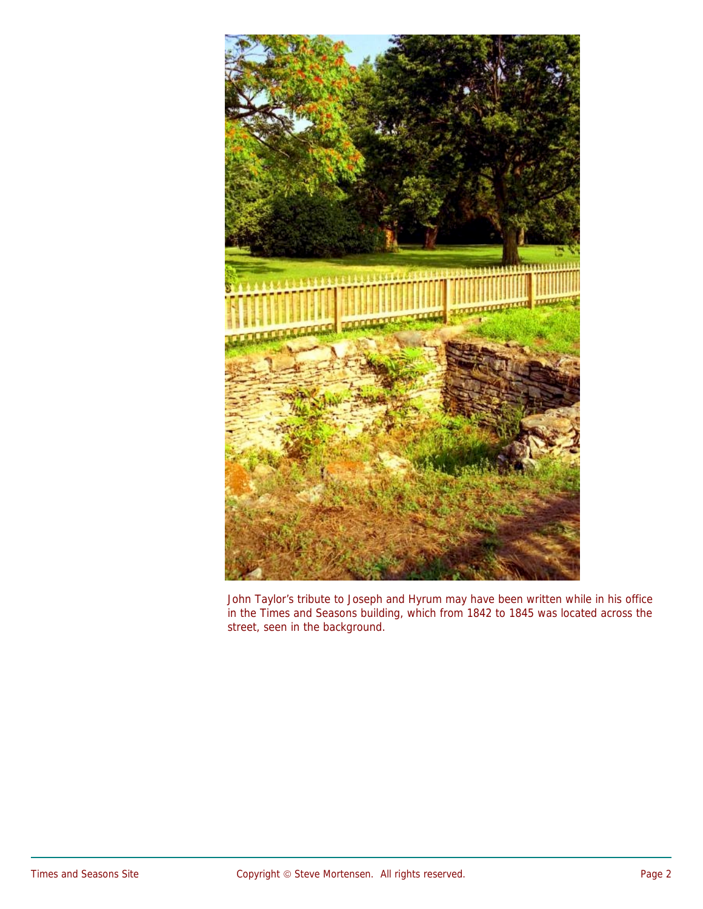John Taylor’s tribute to Joseph and Hyrum may have been written while in his office in the Times and Seasons building, which from 1842 to 1845 was located across the street, seen in the background.